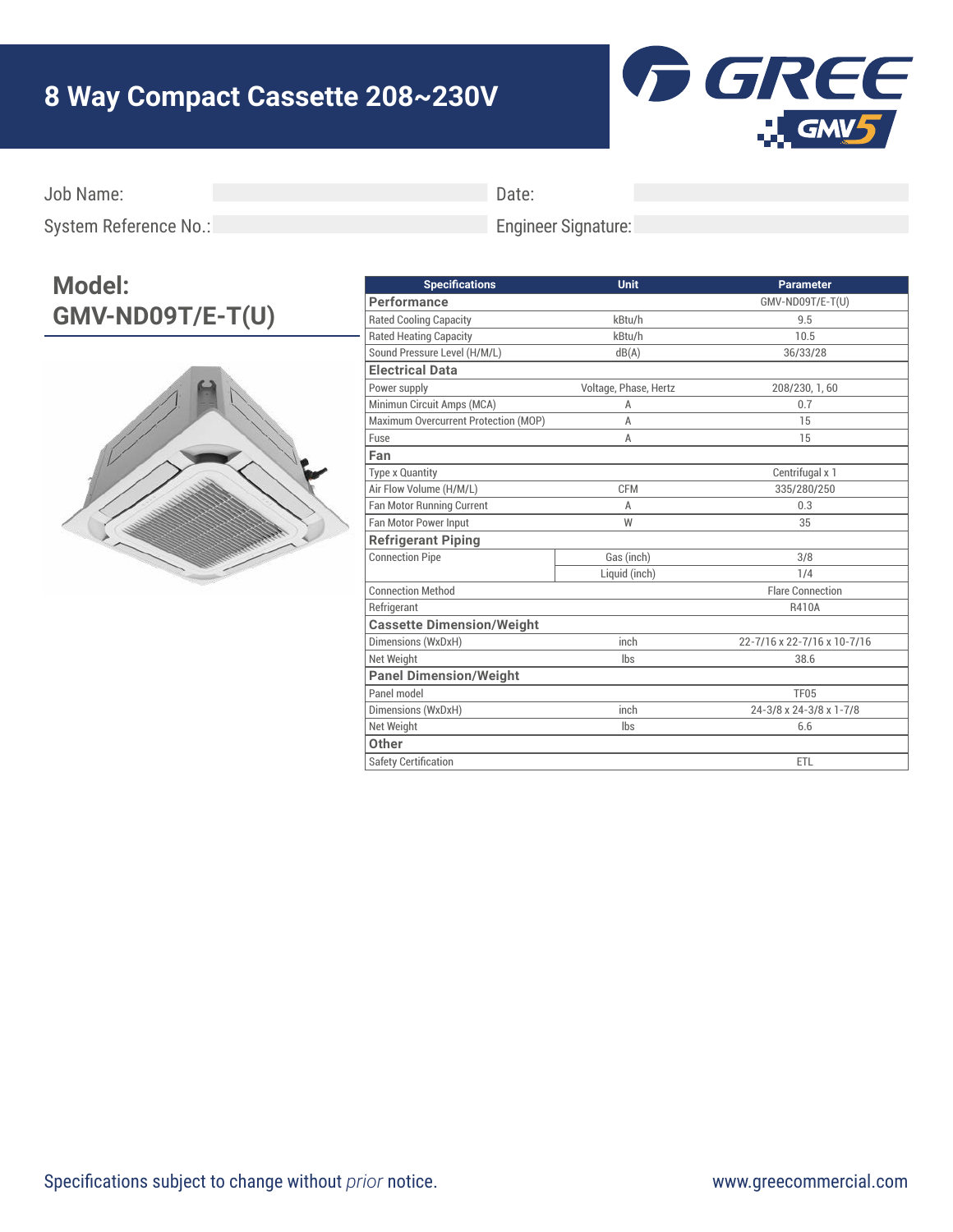# 8 Way Compact Cassette 208~230V

Job Name: 

System Reference No.: 

Date: 

Engineer Signature: 

## Model: GMV-ND09T/E-T(U)

| Specifications | Unit | Parameter |
|---|---|---|
| **Performance** | | GMV-ND09T/E-T(U) |
| Rated Cooling Capacity | kBtu/h | 9.5 |
| Rated Heating Capacity | kBtu/h | 10.5 |
| Sound Pressure Level (H/M/L) | dB(A) | 36/33/28 |
| **Electrical Data** | | |
| Power supply | Voltage, Phase, Hertz | 208/230, 1, 60 |
| Minimun Circuit Amps (MCA) | A | 0.7 |
| Maximum Overcurrent Protection (MOP) | A | 15 |
| Fuse | A | 15 |
| **Fan** | | |
| Type x Quantity | | Centrifugal x 1 |
| Air Flow Volume (H/M/L) | CFM | 335/280/250 |
| Fan Motor Running Current | A | 0.3 |
| Fan Motor Power Input | W | 35 |
| **Refrigerant Piping** | | |
| Connection Pipe | Gas (inch) | 3/8 |
| | Liquid (inch) | 1/4 |
| Connection Method | | Flare Connection |
| Refrigerant | | R410A |
| **Cassette Dimension/Weight** | | |
| Dimensions (WxDxH) | inch | 22-7/16 x 22-7/16 x 10-7/16 |
| Net Weight | lbs | 38.6 |
| **Panel Dimension/Weight** | | |
| Panel model | | TF05 |
| Dimensions (WxDxH) | inch | 24-3/8 x 24-3/8 x 1-7/8 |
| Net Weight | lbs | 6.6 |
| **Other** | | |
| Safety Certification | | ETL |

Specifications subject to change without *prior* notice.

www.greecommercial.com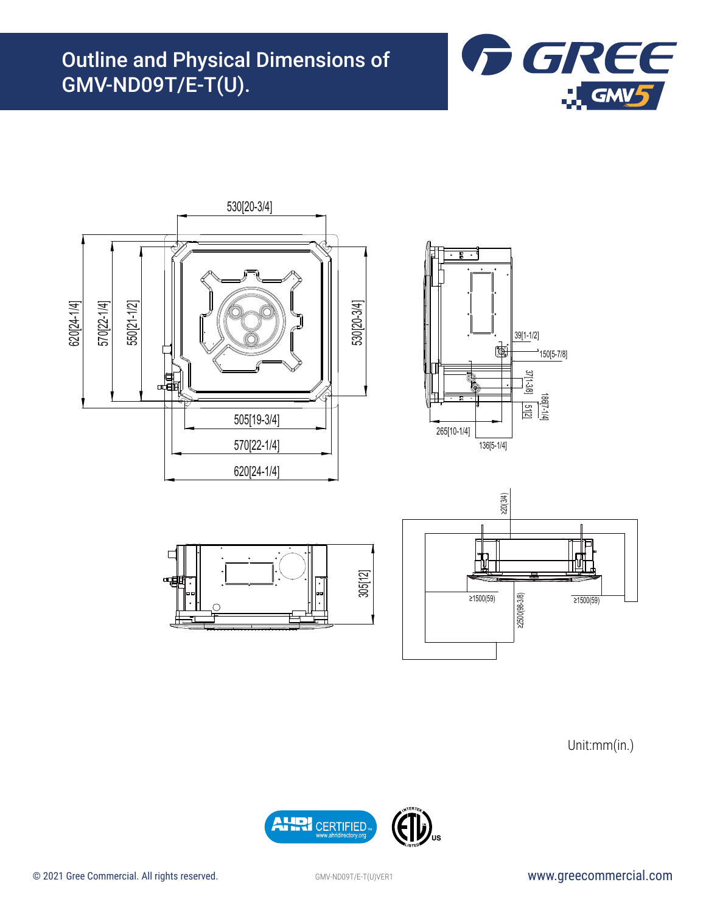# Outline and Physical Dimensions of GMV-ND09T/E-T(U).

530[20-3/4]

620[24-1/4]

570[22-1/4]

550[21-1/2]

530[20-3/4]

505[19-3/4]

570[22-1/4]

620[24-1/4]

39[1-1/2]

150[5-7/8]

37[1-3/8]

188[7-1/4]

51[2]

265[10-1/4]

136[5-1/4]

305[12]

≥20(3/4)

≥1500(59)

≥1500(59)

≥2500(98-3/8)

Unit:mm(in.)

© 2021 Gree Commercial. All rights reserved.

GMV-ND09T/E-T(U)VER1

www.greecommercial.com